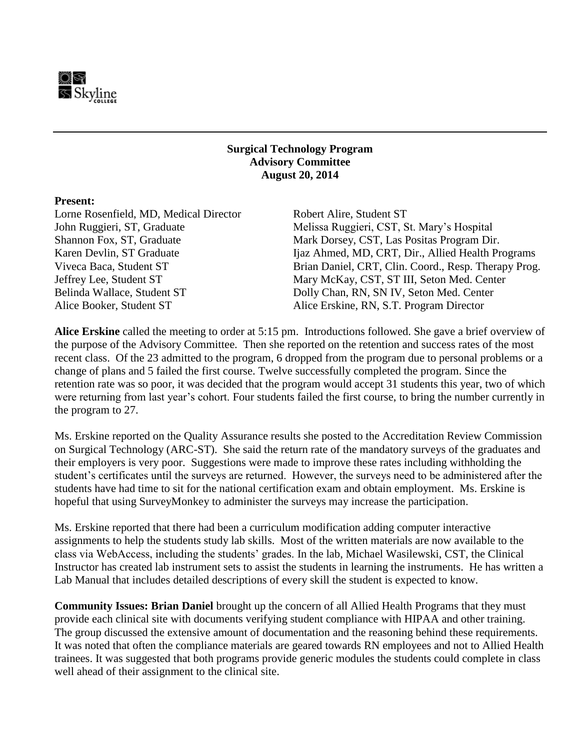**Surgical Technology Program**
**Advisory Committee**
**August 20, 2014**

**Present:**

| | |
|---|---|
| Lorne Rosenfield, MD, Medical Director | Robert Alire, Student ST |
| John Ruggieri, ST, Graduate | Melissa Ruggieri, CST, St. Mary's Hospital |
| Shannon Fox, ST, Graduate | Mark Dorsey, CST, Las Positas Program Dir. |
| Karen Devlin, ST Graduate | Ijaz Ahmed, MD, CRT, Dir., Allied Health Programs |
| Viveca Baca, Student ST | Brian Daniel, CRT, Clin. Coord., Resp. Therapy Prog. |
| Jeffrey Lee, Student ST | Mary McKay, CST, ST III, Seton Med. Center |
| Belinda Wallace, Student ST | Dolly Chan, RN, SN IV, Seton Med. Center |
| Alice Booker, Student ST | Alice Erskine, RN, S.T. Program Director |

**Alice Erskine** called the meeting to order at 5:15 pm. Introductions followed. She gave a brief overview of the purpose of the Advisory Committee. Then she reported on the retention and success rates of the most recent class. Of the 23 admitted to the program, 6 dropped from the program due to personal problems or a change of plans and 5 failed the first course. Twelve successfully completed the program. Since the retention rate was so poor, it was decided that the program would accept 31 students this year, two of which were returning from last year's cohort. Four students failed the first course, to bring the number currently in the program to 27.

Ms. Erskine reported on the Quality Assurance results she posted to the Accreditation Review Commission on Surgical Technology (ARC-ST). She said the return rate of the mandatory surveys of the graduates and their employers is very poor. Suggestions were made to improve these rates including withholding the student's certificates until the surveys are returned. However, the surveys need to be administered after the students have had time to sit for the national certification exam and obtain employment. Ms. Erskine is hopeful that using SurveyMonkey to administer the surveys may increase the participation.

Ms. Erskine reported that there had been a curriculum modification adding computer interactive assignments to help the students study lab skills. Most of the written materials are now available to the class via WebAccess, including the students' grades. In the lab, Michael Wasilewski, CST, the Clinical Instructor has created lab instrument sets to assist the students in learning the instruments. He has written a Lab Manual that includes detailed descriptions of every skill the student is expected to know.

**Community Issues: Brian Daniel** brought up the concern of all Allied Health Programs that they must provide each clinical site with documents verifying student compliance with HIPAA and other training. The group discussed the extensive amount of documentation and the reasoning behind these requirements. It was noted that often the compliance materials are geared towards RN employees and not to Allied Health trainees. It was suggested that both programs provide generic modules the students could complete in class well ahead of their assignment to the clinical site.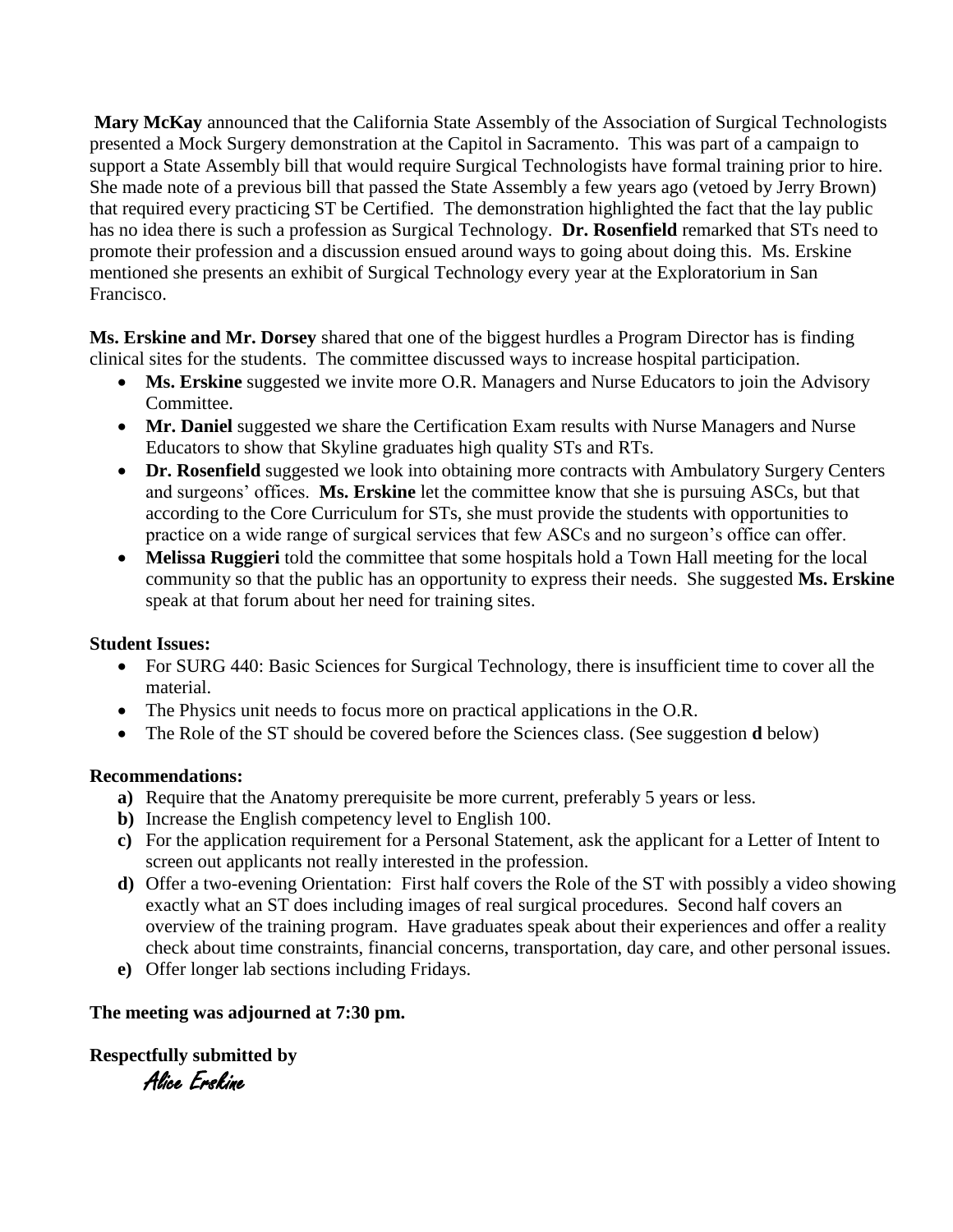**Mary McKay** announced that the California State Assembly of the Association of Surgical Technologists presented a Mock Surgery demonstration at the Capitol in Sacramento. This was part of a campaign to support a State Assembly bill that would require Surgical Technologists have formal training prior to hire. She made note of a previous bill that passed the State Assembly a few years ago (vetoed by Jerry Brown) that required every practicing ST be Certified. The demonstration highlighted the fact that the lay public has no idea there is such a profession as Surgical Technology. **Dr. Rosenfield** remarked that STs need to promote their profession and a discussion ensued around ways to going about doing this. Ms. Erskine mentioned she presents an exhibit of Surgical Technology every year at the Exploratorium in San Francisco.

**Ms. Erskine and Mr. Dorsey** shared that one of the biggest hurdles a Program Director has is finding clinical sites for the students. The committee discussed ways to increase hospital participation.

- **Ms. Erskine** suggested we invite more O.R. Managers and Nurse Educators to join the Advisory Committee.
- **Mr. Daniel** suggested we share the Certification Exam results with Nurse Managers and Nurse Educators to show that Skyline graduates high quality STs and RTs.
- **Dr. Rosenfield** suggested we look into obtaining more contracts with Ambulatory Surgery Centers and surgeons' offices. **Ms. Erskine** let the committee know that she is pursuing ASCs, but that according to the Core Curriculum for STs, she must provide the students with opportunities to practice on a wide range of surgical services that few ASCs and no surgeon's office can offer.
- **Melissa Ruggieri** told the committee that some hospitals hold a Town Hall meeting for the local community so that the public has an opportunity to express their needs. She suggested **Ms. Erskine** speak at that forum about her need for training sites.

**Student Issues:**

- For SURG 440: Basic Sciences for Surgical Technology, there is insufficient time to cover all the material.
- The Physics unit needs to focus more on practical applications in the O.R.
- The Role of the ST should be covered before the Sciences class. (See suggestion **d** below)

**Recommendations:**

**a)** Require that the Anatomy prerequisite be more current, preferably 5 years or less.

**b)** Increase the English competency level to English 100.

**c)** For the application requirement for a Personal Statement, ask the applicant for a Letter of Intent to screen out applicants not really interested in the profession.

**d)** Offer a two-evening Orientation: First half covers the Role of the ST with possibly a video showing exactly what an ST does including images of real surgical procedures. Second half covers an overview of the training program. Have graduates speak about their experiences and offer a reality check about time constraints, financial concerns, transportation, day care, and other personal issues.

**e)** Offer longer lab sections including Fridays.

**The meeting was adjourned at 7:30 pm.**

**Respectfully submitted by**

*Alice Erskine*